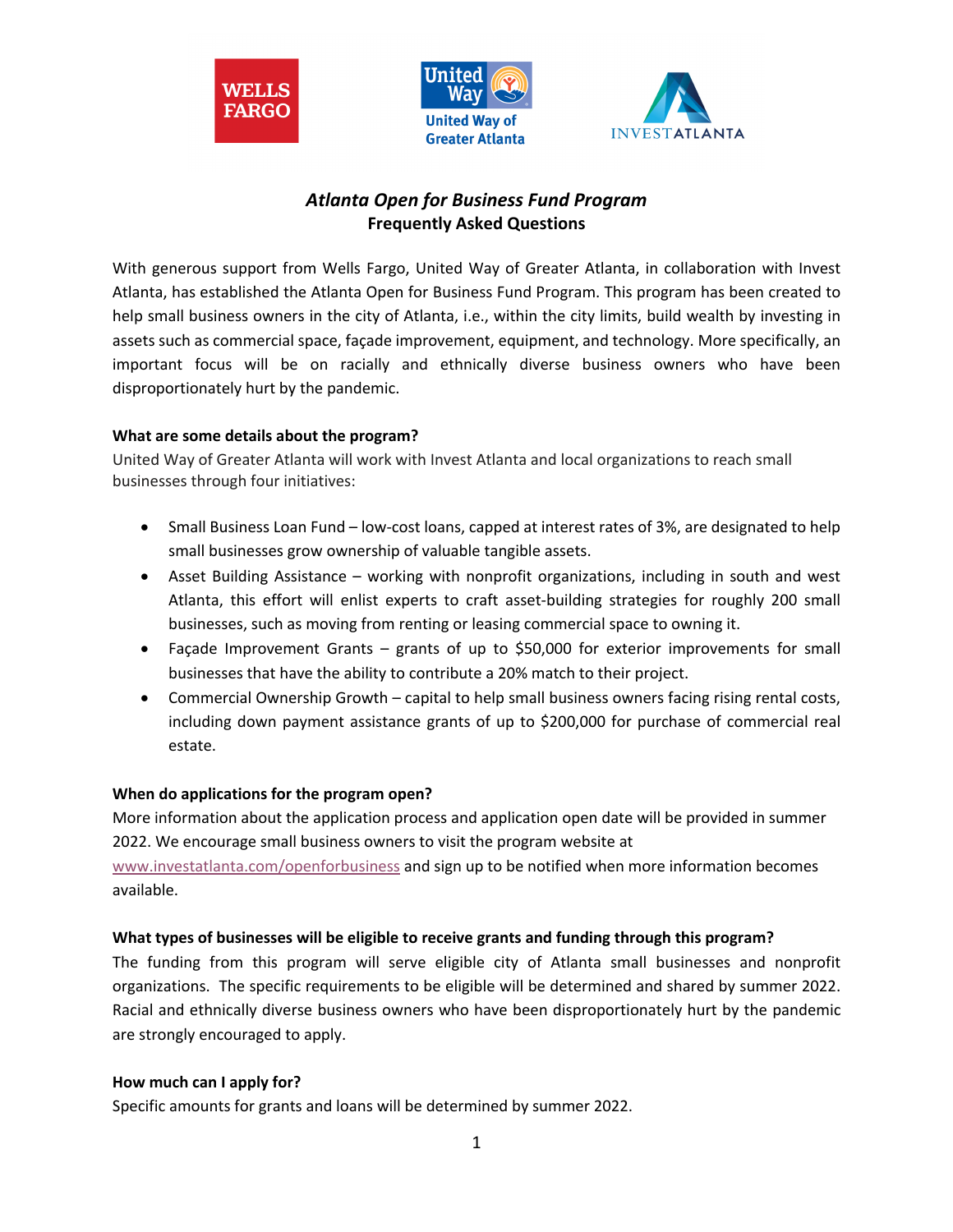# *Atlanta Open for Business Fund Program*
## Frequently Asked Questions

With generous support from Wells Fargo, United Way of Greater Atlanta, in collaboration with Invest Atlanta, has established the Atlanta Open for Business Fund Program. This program has been created to help small business owners in the city of Atlanta, i.e., within the city limits, build wealth by investing in assets such as commercial space, façade improvement, equipment, and technology. More specifically, an important focus will be on racially and ethnically diverse business owners who have been disproportionately hurt by the pandemic.

**What are some details about the program?**

United Way of Greater Atlanta will work with Invest Atlanta and local organizations to reach small businesses through four initiatives:

- Small Business Loan Fund – low-cost loans, capped at interest rates of 3%, are designated to help small businesses grow ownership of valuable tangible assets.
- Asset Building Assistance – working with nonprofit organizations, including in south and west Atlanta, this effort will enlist experts to craft asset-building strategies for roughly 200 small businesses, such as moving from renting or leasing commercial space to owning it.
- Façade Improvement Grants – grants of up to $50,000 for exterior improvements for small businesses that have the ability to contribute a 20% match to their project.
- Commercial Ownership Growth – capital to help small business owners facing rising rental costs, including down payment assistance grants of up to $200,000 for purchase of commercial real estate.

**When do applications for the program open?**

More information about the application process and application open date will be provided in summer 2022. We encourage small business owners to visit the program website at www.investatlanta.com/openforbusiness and sign up to be notified when more information becomes available.

**What types of businesses will be eligible to receive grants and funding through this program?**

The funding from this program will serve eligible city of Atlanta small businesses and nonprofit organizations. The specific requirements to be eligible will be determined and shared by summer 2022. Racial and ethnically diverse business owners who have been disproportionately hurt by the pandemic are strongly encouraged to apply.

**How much can I apply for?**

Specific amounts for grants and loans will be determined by summer 2022.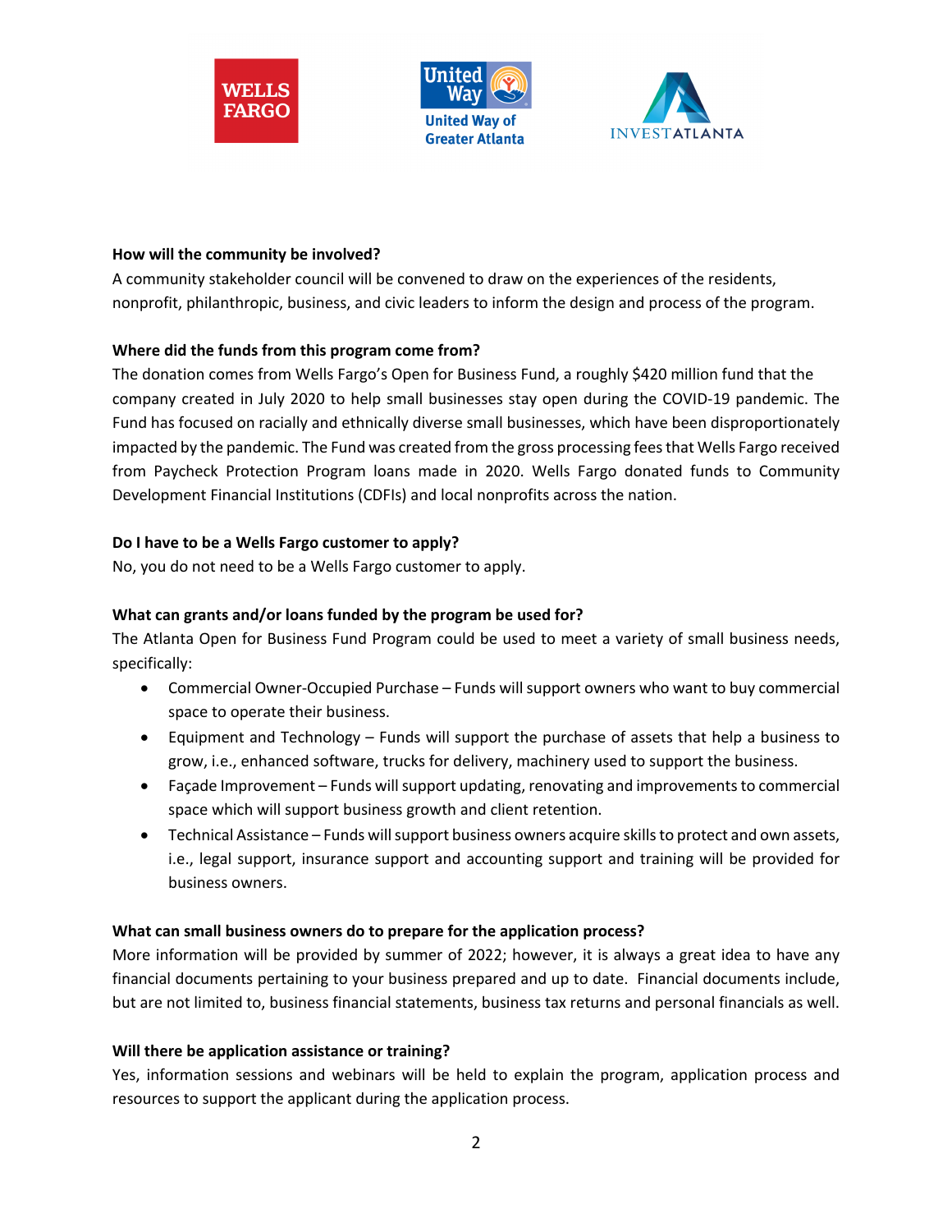**How will the community be involved?**

A community stakeholder council will be convened to draw on the experiences of the residents, nonprofit, philanthropic, business, and civic leaders to inform the design and process of the program.

**Where did the funds from this program come from?**

The donation comes from Wells Fargo's Open for Business Fund, a roughly $420 million fund that the company created in July 2020 to help small businesses stay open during the COVID-19 pandemic. The Fund has focused on racially and ethnically diverse small businesses, which have been disproportionately impacted by the pandemic. The Fund was created from the gross processing fees that Wells Fargo received from Paycheck Protection Program loans made in 2020. Wells Fargo donated funds to Community Development Financial Institutions (CDFIs) and local nonprofits across the nation.

**Do I have to be a Wells Fargo customer to apply?**

No, you do not need to be a Wells Fargo customer to apply.

**What can grants and/or loans funded by the program be used for?**

The Atlanta Open for Business Fund Program could be used to meet a variety of small business needs, specifically:

- Commercial Owner-Occupied Purchase – Funds will support owners who want to buy commercial space to operate their business.
- Equipment and Technology – Funds will support the purchase of assets that help a business to grow, i.e., enhanced software, trucks for delivery, machinery used to support the business.
- Façade Improvement – Funds will support updating, renovating and improvements to commercial space which will support business growth and client retention.
- Technical Assistance – Funds will support business owners acquire skills to protect and own assets, i.e., legal support, insurance support and accounting support and training will be provided for business owners.

**What can small business owners do to prepare for the application process?**

More information will be provided by summer of 2022; however, it is always a great idea to have any financial documents pertaining to your business prepared and up to date. Financial documents include, but are not limited to, business financial statements, business tax returns and personal financials as well.

**Will there be application assistance or training?**

Yes, information sessions and webinars will be held to explain the program, application process and resources to support the applicant during the application process.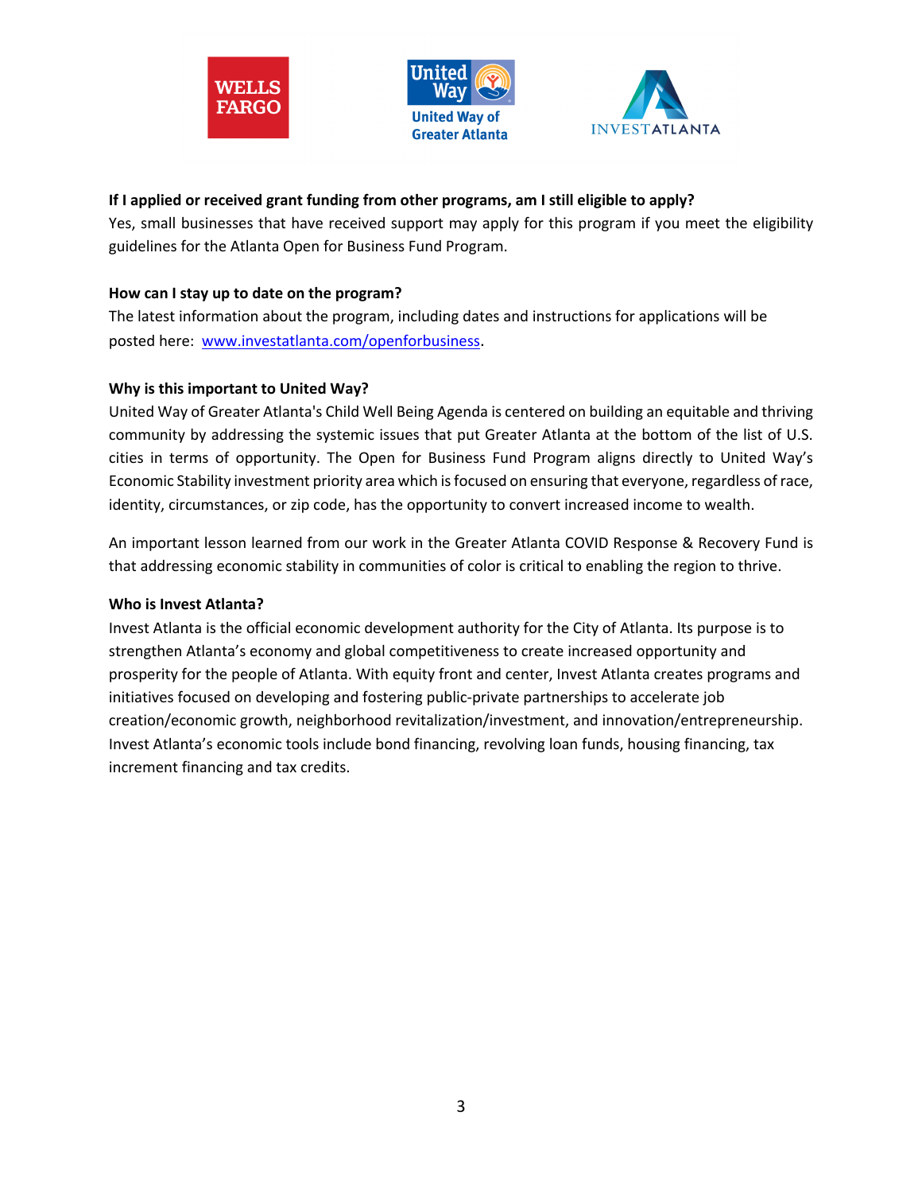**If I applied or received grant funding from other programs, am I still eligible to apply?**

Yes, small businesses that have received support may apply for this program if you meet the eligibility guidelines for the Atlanta Open for Business Fund Program.

**How can I stay up to date on the program?**

The latest information about the program, including dates and instructions for applications will be posted here: [www.investatlanta.com/openforbusiness](http://www.investatlanta.com/openforbusiness).

**Why is this important to United Way?**

United Way of Greater Atlanta's Child Well Being Agenda is centered on building an equitable and thriving community by addressing the systemic issues that put Greater Atlanta at the bottom of the list of U.S. cities in terms of opportunity. The Open for Business Fund Program aligns directly to United Way's Economic Stability investment priority area which is focused on ensuring that everyone, regardless of race, identity, circumstances, or zip code, has the opportunity to convert increased income to wealth.

An important lesson learned from our work in the Greater Atlanta COVID Response & Recovery Fund is that addressing economic stability in communities of color is critical to enabling the region to thrive.

**Who is Invest Atlanta?**

Invest Atlanta is the official economic development authority for the City of Atlanta. Its purpose is to strengthen Atlanta's economy and global competitiveness to create increased opportunity and prosperity for the people of Atlanta. With equity front and center, Invest Atlanta creates programs and initiatives focused on developing and fostering public-private partnerships to accelerate job creation/economic growth, neighborhood revitalization/investment, and innovation/entrepreneurship. Invest Atlanta's economic tools include bond financing, revolving loan funds, housing financing, tax increment financing and tax credits.